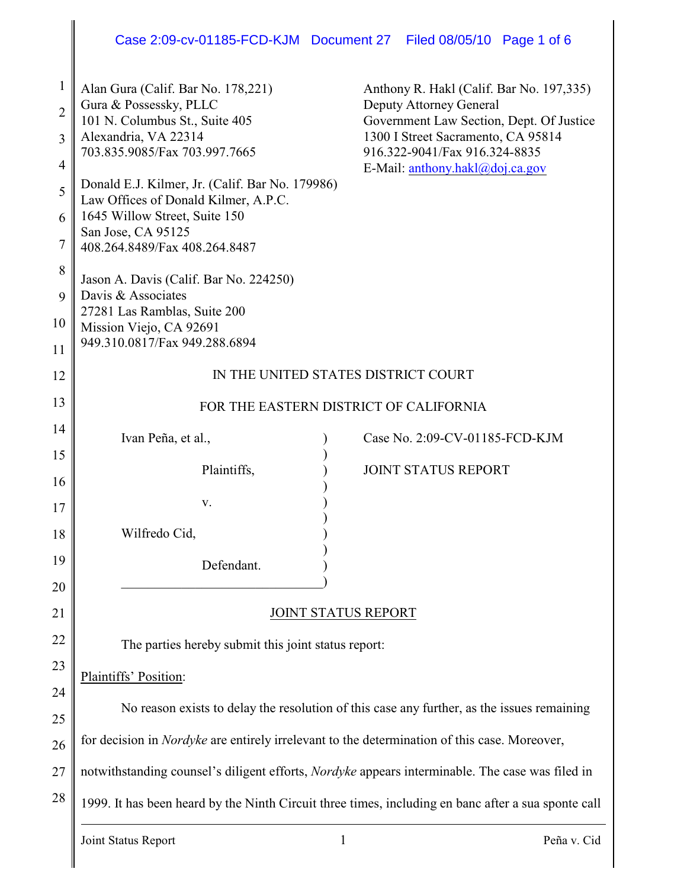Alan Gura (Calif. Bar No. 178,221)
Gura & Possessky, PLLC
101 N. Columbus St., Suite 405
Alexandria, VA 22314
703.835.9085/Fax 703.997.7665

Donald E.J. Kilmer, Jr. (Calif. Bar No. 179986)
Law Offices of Donald Kilmer, A.P.C.
1645 Willow Street, Suite 150
San Jose, CA 95125
408.264.8489/Fax 408.264.8487

Jason A. Davis (Calif. Bar No. 224250)
Davis & Associates
27281 Las Ramblas, Suite 200
Mission Viejo, CA 92691
949.310.0817/Fax 949.288.6894

Anthony R. Hakl (Calif. Bar No. 197,335)
Deputy Attorney General
Government Law Section, Dept. Of Justice
1300 I Street Sacramento, CA 95814
916.322-9041/Fax 916.324-8835
E-Mail: anthony.hakl@doj.ca.gov

IN THE UNITED STATES DISTRICT COURT

FOR THE EASTERN DISTRICT OF CALIFORNIA

Ivan Peña, et al.,

Plaintiffs,

v.

Wilfredo Cid,

Defendant.

Case No. 2:09-CV-01185-FCD-KJM

JOINT STATUS REPORT

JOINT STATUS REPORT

The parties hereby submit this joint status report:

Plaintiffs' Position:

No reason exists to delay the resolution of this case any further, as the issues remaining for decision in *Nordyke* are entirely irrelevant to the determination of this case. Moreover, notwithstanding counsel's diligent efforts, *Nordyke* appears interminable. The case was filed in 1999. It has been heard by the Ninth Circuit three times, including en banc after a sua sponte call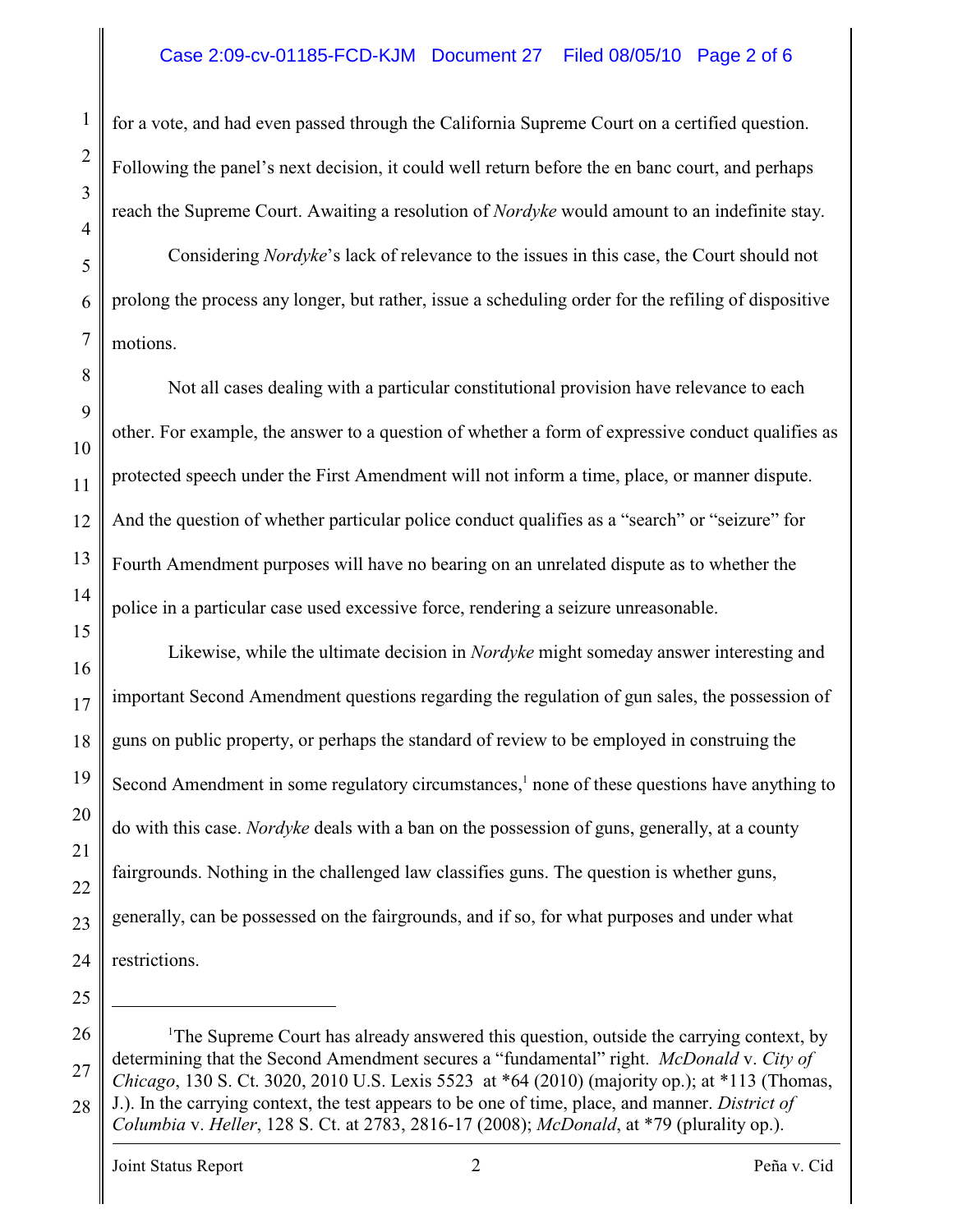for a vote, and had even passed through the California Supreme Court on a certified question. Following the panel's next decision, it could well return before the en banc court, and perhaps reach the Supreme Court. Awaiting a resolution of *Nordyke* would amount to an indefinite stay.

Considering *Nordyke*'s lack of relevance to the issues in this case, the Court should not prolong the process any longer, but rather, issue a scheduling order for the refiling of dispositive motions.

Not all cases dealing with a particular constitutional provision have relevance to each other. For example, the answer to a question of whether a form of expressive conduct qualifies as protected speech under the First Amendment will not inform a time, place, or manner dispute. And the question of whether particular police conduct qualifies as a "search" or "seizure" for Fourth Amendment purposes will have no bearing on an unrelated dispute as to whether the police in a particular case used excessive force, rendering a seizure unreasonable.

Likewise, while the ultimate decision in *Nordyke* might someday answer interesting and important Second Amendment questions regarding the regulation of gun sales, the possession of guns on public property, or perhaps the standard of review to be employed in construing the Second Amendment in some regulatory circumstances,[1] none of these questions have anything to do with this case. *Nordyke* deals with a ban on the possession of guns, generally, at a county fairgrounds. Nothing in the challenged law classifies guns. The question is whether guns, generally, can be possessed on the fairgrounds, and if so, for what purposes and under what restrictions.

---

[1]The Supreme Court has already answered this question, outside the carrying context, by determining that the Second Amendment secures a "fundamental" right. *McDonald* v. *City of Chicago*, 130 S. Ct. 3020, 2010 U.S. Lexis 5523 at *64 (2010) (majority op.); at *113 (Thomas, J.). In the carrying context, the test appears to be one of time, place, and manner. *District of Columbia* v. *Heller*, 128 S. Ct. at 2783, 2816-17 (2008); *McDonald*, at *79 (plurality op.).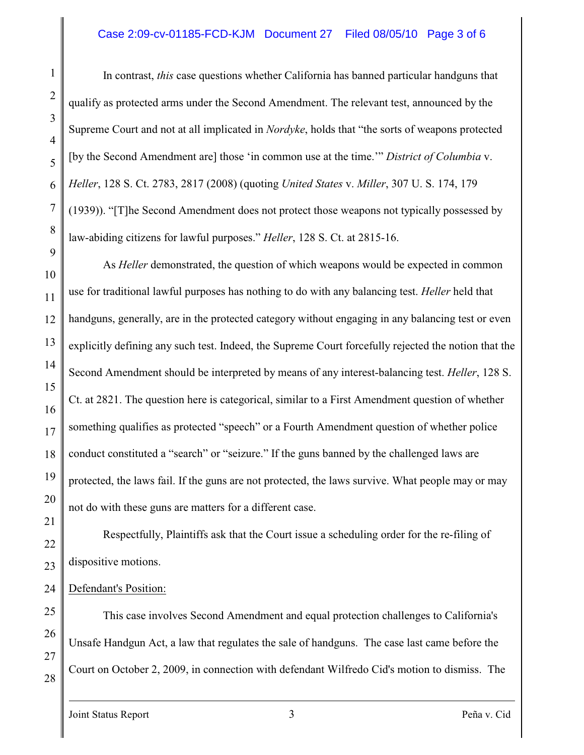In contrast, *this* case questions whether California has banned particular handguns that qualify as protected arms under the Second Amendment. The relevant test, announced by the Supreme Court and not at all implicated in *Nordyke*, holds that "the sorts of weapons protected [by the Second Amendment are] those 'in common use at the time.'" *District of Columbia* v. *Heller*, 128 S. Ct. 2783, 2817 (2008) (quoting *United States* v. *Miller*, 307 U. S. 174, 179 (1939)). "[T]he Second Amendment does not protect those weapons not typically possessed by law-abiding citizens for lawful purposes." *Heller*, 128 S. Ct. at 2815-16.

As *Heller* demonstrated, the question of which weapons would be expected in common use for traditional lawful purposes has nothing to do with any balancing test. *Heller* held that handguns, generally, are in the protected category without engaging in any balancing test or even explicitly defining any such test. Indeed, the Supreme Court forcefully rejected the notion that the Second Amendment should be interpreted by means of any interest-balancing test. *Heller*, 128 S. Ct. at 2821. The question here is categorical, similar to a First Amendment question of whether something qualifies as protected "speech" or a Fourth Amendment question of whether police conduct constituted a "search" or "seizure." If the guns banned by the challenged laws are protected, the laws fail. If the guns are not protected, the laws survive. What people may or may not do with these guns are matters for a different case.

Respectfully, Plaintiffs ask that the Court issue a scheduling order for the re-filing of dispositive motions.

Defendant's Position:

This case involves Second Amendment and equal protection challenges to California's Unsafe Handgun Act, a law that regulates the sale of handguns. The case last came before the Court on October 2, 2009, in connection with defendant Wilfredo Cid's motion to dismiss. The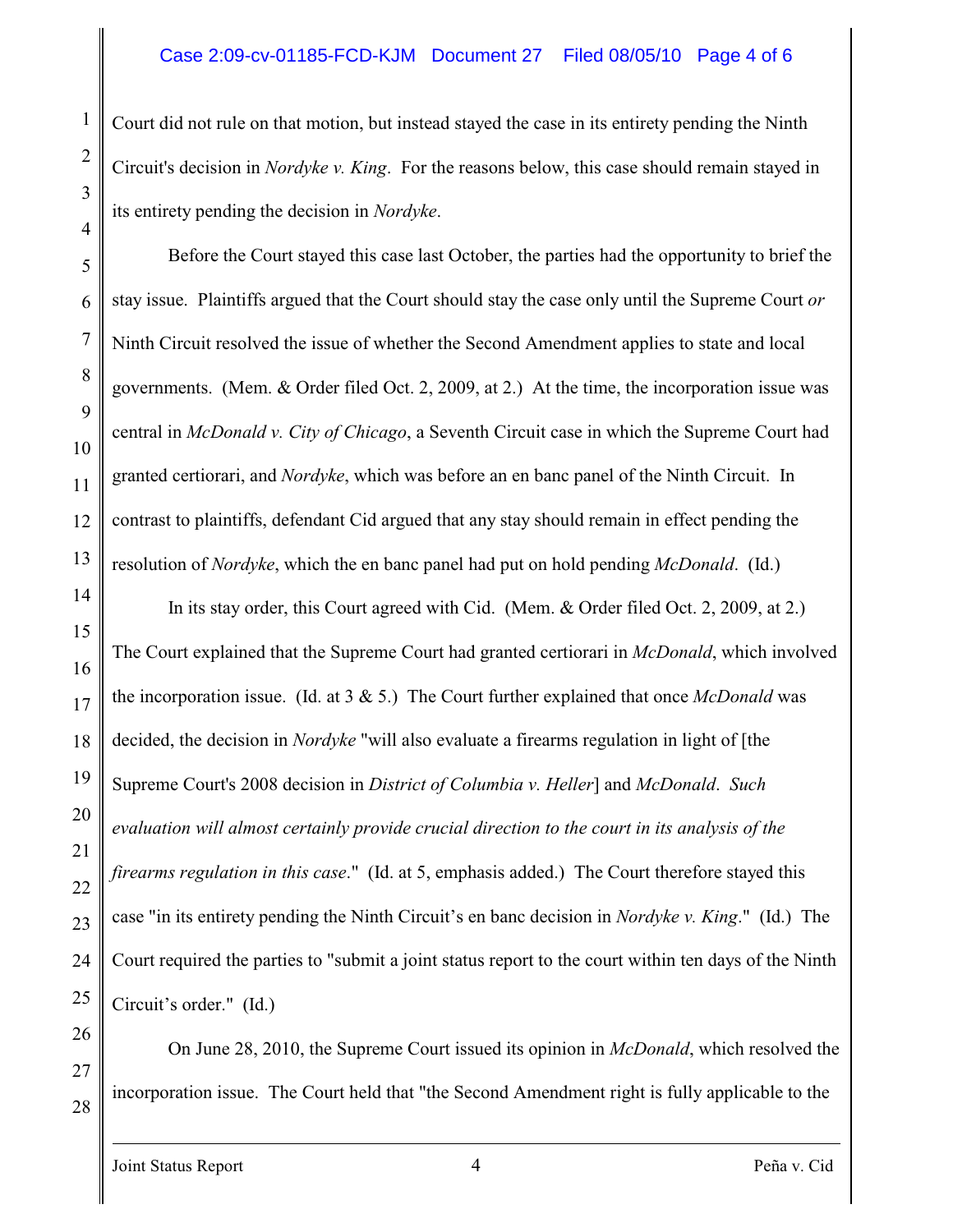Court did not rule on that motion, but instead stayed the case in its entirety pending the Ninth Circuit's decision in *Nordyke v. King*. For the reasons below, this case should remain stayed in its entirety pending the decision in *Nordyke*.

Before the Court stayed this case last October, the parties had the opportunity to brief the stay issue. Plaintiffs argued that the Court should stay the case only until the Supreme Court *or* Ninth Circuit resolved the issue of whether the Second Amendment applies to state and local governments. (Mem. & Order filed Oct. 2, 2009, at 2.) At the time, the incorporation issue was central in *McDonald v. City of Chicago*, a Seventh Circuit case in which the Supreme Court had granted certiorari, and *Nordyke*, which was before an en banc panel of the Ninth Circuit. In contrast to plaintiffs, defendant Cid argued that any stay should remain in effect pending the resolution of *Nordyke*, which the en banc panel had put on hold pending *McDonald*. (Id.)

In its stay order, this Court agreed with Cid. (Mem. & Order filed Oct. 2, 2009, at 2.) The Court explained that the Supreme Court had granted certiorari in *McDonald*, which involved the incorporation issue. (Id. at 3 & 5.) The Court further explained that once *McDonald* was decided, the decision in *Nordyke* "will also evaluate a firearms regulation in light of [the Supreme Court's 2008 decision in *District of Columbia v. Heller*] and *McDonald*. *Such evaluation will almost certainly provide crucial direction to the court in its analysis of the firearms regulation in this case*." (Id. at 5, emphasis added.) The Court therefore stayed this case "in its entirety pending the Ninth Circuit's en banc decision in *Nordyke v. King*." (Id.) The Court required the parties to "submit a joint status report to the court within ten days of the Ninth Circuit's order." (Id.)

On June 28, 2010, the Supreme Court issued its opinion in *McDonald*, which resolved the incorporation issue. The Court held that "the Second Amendment right is fully applicable to the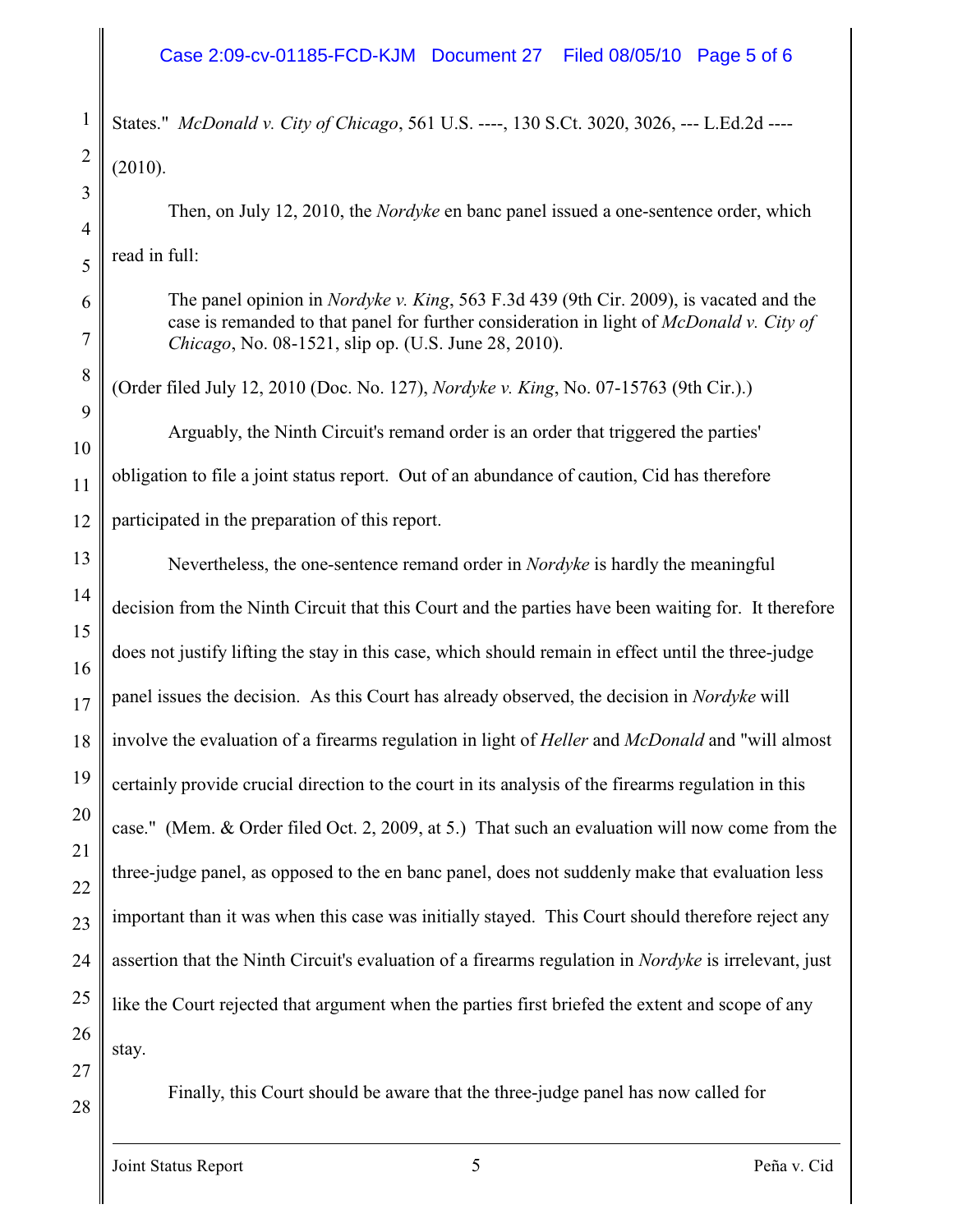States." *McDonald v. City of Chicago*, 561 U.S. ----, 130 S.Ct. 3020, 3026, --- L.Ed.2d ---- (2010).

Then, on July 12, 2010, the *Nordyke* en banc panel issued a one-sentence order, which read in full:

> The panel opinion in *Nordyke v. King*, 563 F.3d 439 (9th Cir. 2009), is vacated and the case is remanded to that panel for further consideration in light of *McDonald v. City of Chicago*, No. 08-1521, slip op. (U.S. June 28, 2010).

(Order filed July 12, 2010 (Doc. No. 127), *Nordyke v. King*, No. 07-15763 (9th Cir.).)

Arguably, the Ninth Circuit's remand order is an order that triggered the parties' obligation to file a joint status report. Out of an abundance of caution, Cid has therefore participated in the preparation of this report.

Nevertheless, the one-sentence remand order in *Nordyke* is hardly the meaningful decision from the Ninth Circuit that this Court and the parties have been waiting for. It therefore does not justify lifting the stay in this case, which should remain in effect until the three-judge panel issues the decision. As this Court has already observed, the decision in *Nordyke* will involve the evaluation of a firearms regulation in light of *Heller* and *McDonald* and "will almost certainly provide crucial direction to the court in its analysis of the firearms regulation in this case." (Mem. & Order filed Oct. 2, 2009, at 5.) That such an evaluation will now come from the three-judge panel, as opposed to the en banc panel, does not suddenly make that evaluation less important than it was when this case was initially stayed. This Court should therefore reject any assertion that the Ninth Circuit's evaluation of a firearms regulation in *Nordyke* is irrelevant, just like the Court rejected that argument when the parties first briefed the extent and scope of any stay.

Finally, this Court should be aware that the three-judge panel has now called for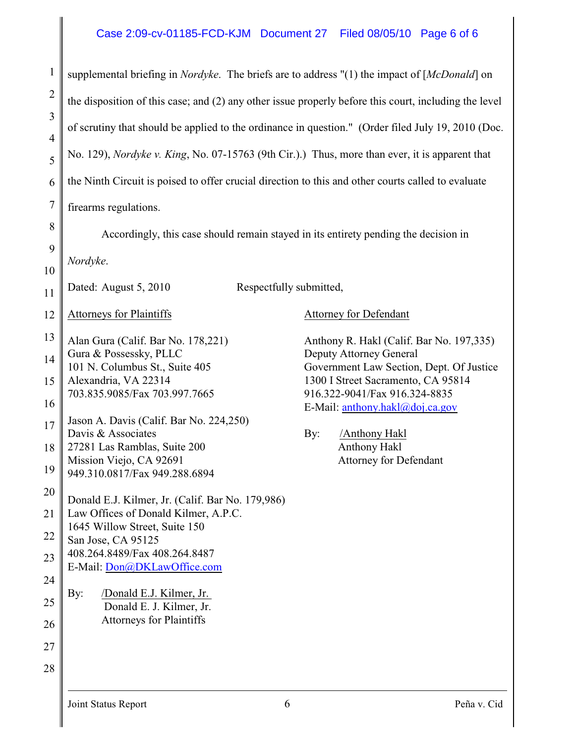supplemental briefing in *Nordyke*. The briefs are to address "(1) the impact of [*McDonald*] on the disposition of this case; and (2) any other issue properly before this court, including the level of scrutiny that should be applied to the ordinance in question." (Order filed July 19, 2010 (Doc. No. 129), *Nordyke v. King*, No. 07-15763 (9th Cir.).) Thus, more than ever, it is apparent that the Ninth Circuit is poised to offer crucial direction to this and other courts called to evaluate firearms regulations.

Accordingly, this case should remain stayed in its entirety pending the decision in *Nordyke*.

Dated: August 5, 2010 Respectfully submitted,

Attorneys for Plaintiffs

Alan Gura (Calif. Bar No. 178,221)
Gura & Possessky, PLLC
101 N. Columbus St., Suite 405
Alexandria, VA 22314
703.835.9085/Fax 703.997.7665

Jason A. Davis (Calif. Bar No. 224,250)
Davis & Associates
27281 Las Ramblas, Suite 200
Mission Viejo, CA 92691
949.310.0817/Fax 949.288.6894

Donald E.J. Kilmer, Jr. (Calif. Bar No. 179,986)
Law Offices of Donald Kilmer, A.P.C.
1645 Willow Street, Suite 150
San Jose, CA 95125
408.264.8489/Fax 408.264.8487
E-Mail: Don@DKLawOffice.com

By: /Donald E.J. Kilmer, Jr.
Donald E. J. Kilmer, Jr.
Attorneys for Plaintiffs

Attorney for Defendant

Anthony R. Hakl (Calif. Bar No. 197,335)
Deputy Attorney General
Government Law Section, Dept. Of Justice
1300 I Street Sacramento, CA 95814
916.322-9041/Fax 916.324-8835
E-Mail: anthony.hakl@doj.ca.gov

By: /Anthony Hakl
Anthony Hakl
Attorney for Defendant